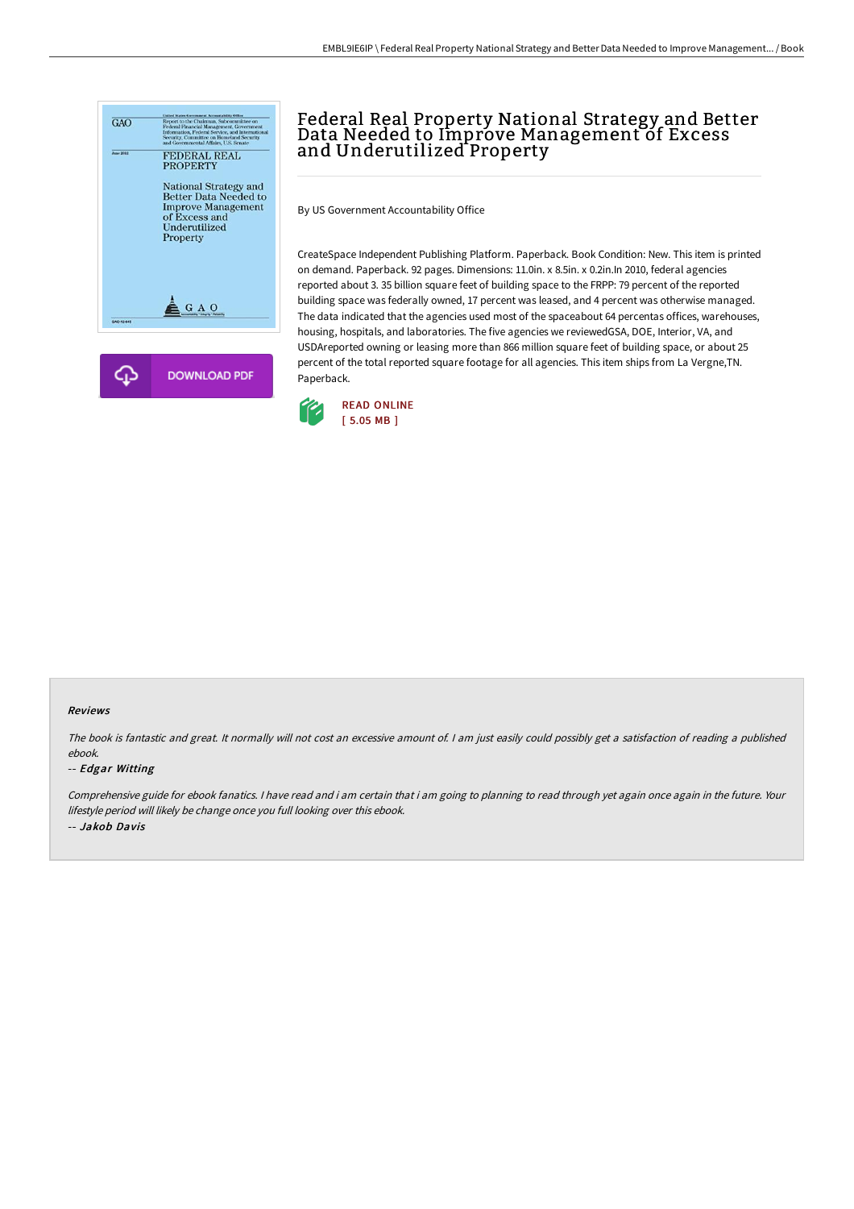# Federal Real Property National Strategy and Better Data Needed to Improve Management of Excess and Underutilized Property

By US Government Accountability Office

CreateSpace Independent Publishing Platform. Paperback. Book Condition: New. This item is printed on demand. Paperback. 92 pages. Dimensions: 11.0in. x 8.5in. x 0.2in.In 2010, federal agencies reported about 3. 35 billion square feet of building space to the FRPP: 79 percent of the reported building space was federally owned, 17 percent was leased, and 4 percent was otherwise managed. The data indicated that the agencies used most of the spaceabout 64 percentas offices, warehouses, housing, hospitals, and laboratories. The five agencies we reviewedGSA, DOE, Interior, VA, and USDAreported owning or leasing more than 866 million square feet of building space, or about 25 percent of the total reported square footage for all agencies. This item ships from La Vergne,TN. Paperback.

READ ONLINE
[ 5.05 MB ]

DOWNLOAD PDF

### Reviews

*The book is fantastic and great. It normally will not cost an excessive amount of. I am just easily could possibly get a satisfaction of reading a published ebook.*

-- *Edgar Witting*

*Comprehensive guide for ebook fanatics. I have read and i am certain that i am going to planning to read through yet again once again in the future. Your lifestyle period will likely be change once you full looking over this ebook.*

-- *Jakob Davis*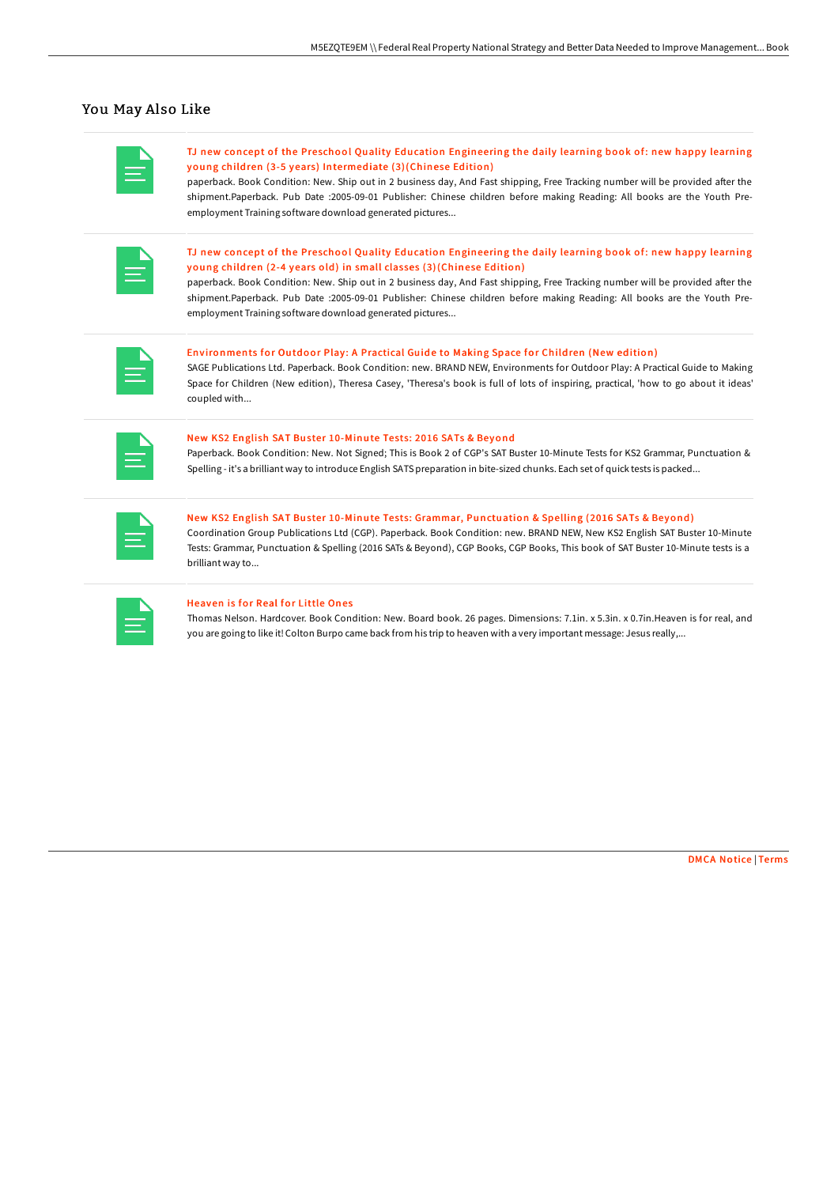## You May Also Like

**TJ new concept of the Preschool Quality Education Engineering the daily learning book of: new happy learning young children (3-5 years) Intermediate (3)(Chinese Edition)**

paperback. Book Condition: New. Ship out in 2 business day, And Fast shipping, Free Tracking number will be provided after the shipment.Paperback. Pub Date :2005-09-01 Publisher: Chinese children before making Reading: All books are the Youth Pre-employment Training software download generated pictures...

**TJ new concept of the Preschool Quality Education Engineering the daily learning book of: new happy learning young children (2-4 years old) in small classes (3)(Chinese Edition)**

paperback. Book Condition: New. Ship out in 2 business day, And Fast shipping, Free Tracking number will be provided after the shipment.Paperback. Pub Date :2005-09-01 Publisher: Chinese children before making Reading: All books are the Youth Pre-employment Training software download generated pictures...

**Environments for Outdoor Play: A Practical Guide to Making Space for Children (New edition)**

SAGE Publications Ltd. Paperback. Book Condition: new. BRAND NEW, Environments for Outdoor Play: A Practical Guide to Making Space for Children (New edition), Theresa Casey, 'Theresa's book is full of lots of inspiring, practical, 'how to go about it ideas' coupled with...

**New KS2 English SAT Buster 10-Minute Tests: 2016 SATs & Beyond**

Paperback. Book Condition: New. Not Signed; This is Book 2 of CGP's SAT Buster 10-Minute Tests for KS2 Grammar, Punctuation & Spelling - it's a brilliant way to introduce English SATS preparation in bite-sized chunks. Each set of quick tests is packed...

**New KS2 English SAT Buster 10-Minute Tests: Grammar, Punctuation & Spelling (2016 SATs & Beyond)**

Coordination Group Publications Ltd (CGP). Paperback. Book Condition: new. BRAND NEW, New KS2 English SAT Buster 10-Minute Tests: Grammar, Punctuation & Spelling (2016 SATs & Beyond), CGP Books, CGP Books, This book of SAT Buster 10-Minute tests is a brilliant way to...

**Heaven is for Real for Little Ones**

Thomas Nelson. Hardcover. Book Condition: New. Board book. 26 pages. Dimensions: 7.1in. x 5.3in. x 0.7in.Heaven is for real, and you are going to like it! Colton Burpo came back from his trip to heaven with a very important message: Jesus really,...

DMCA Notice | Terms